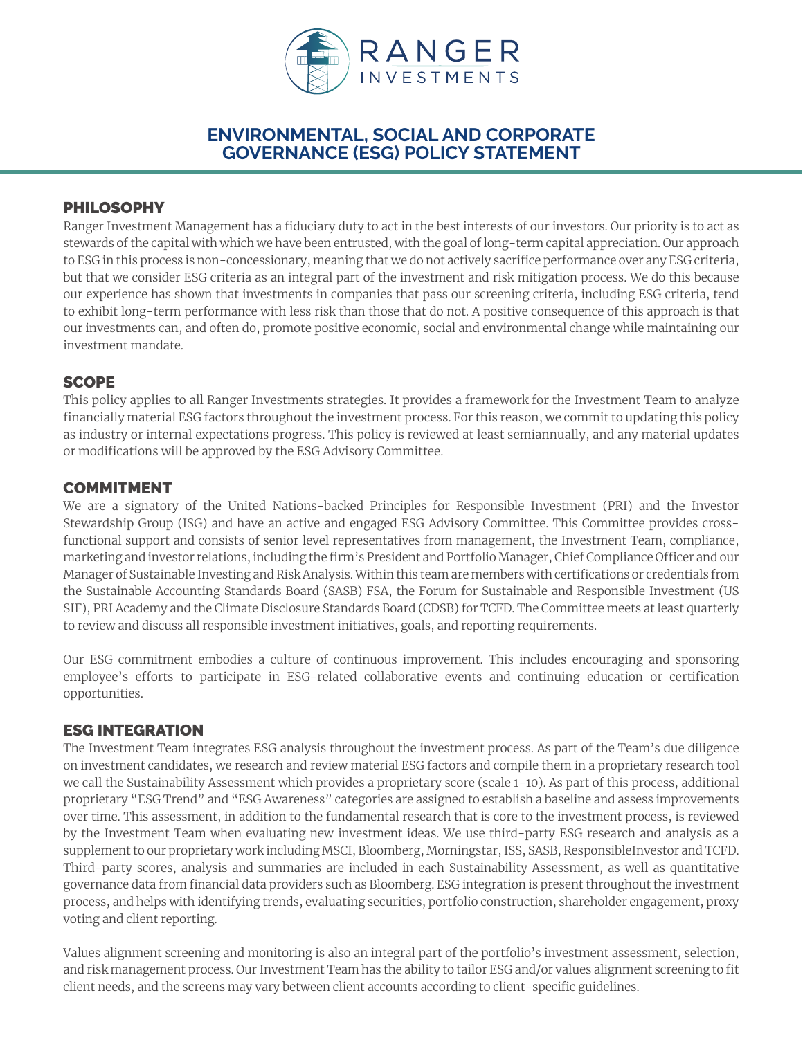RANGER INVESTMENTS

# ENVIRONMENTAL, SOCIAL AND CORPORATE GOVERNANCE (ESG) POLICY STATEMENT

## PHILOSOPHY

Ranger Investment Management has a fiduciary duty to act in the best interests of our investors. Our priority is to act as stewards of the capital with which we have been entrusted, with the goal of long-term capital appreciation. Our approach to ESG in this process is non-concessionary, meaning that we do not actively sacrifice performance over any ESG criteria, but that we consider ESG criteria as an integral part of the investment and risk mitigation process. We do this because our experience has shown that investments in companies that pass our screening criteria, including ESG criteria, tend to exhibit long-term performance with less risk than those that do not. A positive consequence of this approach is that our investments can, and often do, promote positive economic, social and environmental change while maintaining our investment mandate.

## SCOPE

This policy applies to all Ranger Investments strategies. It provides a framework for the Investment Team to analyze financially material ESG factors throughout the investment process. For this reason, we commit to updating this policy as industry or internal expectations progress. This policy is reviewed at least semiannually, and any material updates or modifications will be approved by the ESG Advisory Committee.

## COMMITMENT

We are a signatory of the United Nations-backed Principles for Responsible Investment (PRI) and the Investor Stewardship Group (ISG) and have an active and engaged ESG Advisory Committee. This Committee provides cross-functional support and consists of senior level representatives from management, the Investment Team, compliance, marketing and investor relations, including the firm's President and Portfolio Manager, Chief Compliance Officer and our Manager of Sustainable Investing and Risk Analysis. Within this team are members with certifications or credentials from the Sustainable Accounting Standards Board (SASB) FSA, the Forum for Sustainable and Responsible Investment (US SIF), PRI Academy and the Climate Disclosure Standards Board (CDSB) for TCFD. The Committee meets at least quarterly to review and discuss all responsible investment initiatives, goals, and reporting requirements.

Our ESG commitment embodies a culture of continuous improvement. This includes encouraging and sponsoring employee's efforts to participate in ESG-related collaborative events and continuing education or certification opportunities.

## ESG INTEGRATION

The Investment Team integrates ESG analysis throughout the investment process. As part of the Team's due diligence on investment candidates, we research and review material ESG factors and compile them in a proprietary research tool we call the Sustainability Assessment which provides a proprietary score (scale 1-10). As part of this process, additional proprietary "ESG Trend" and "ESG Awareness" categories are assigned to establish a baseline and assess improvements over time. This assessment, in addition to the fundamental research that is core to the investment process, is reviewed by the Investment Team when evaluating new investment ideas. We use third-party ESG research and analysis as a supplement to our proprietary work including MSCI, Bloomberg, Morningstar, ISS, SASB, ResponsibleInvestor and TCFD. Third-party scores, analysis and summaries are included in each Sustainability Assessment, as well as quantitative governance data from financial data providers such as Bloomberg. ESG integration is present throughout the investment process, and helps with identifying trends, evaluating securities, portfolio construction, shareholder engagement, proxy voting and client reporting.

Values alignment screening and monitoring is also an integral part of the portfolio's investment assessment, selection, and risk management process. Our Investment Team has the ability to tailor ESG and/or values alignment screening to fit client needs, and the screens may vary between client accounts according to client-specific guidelines.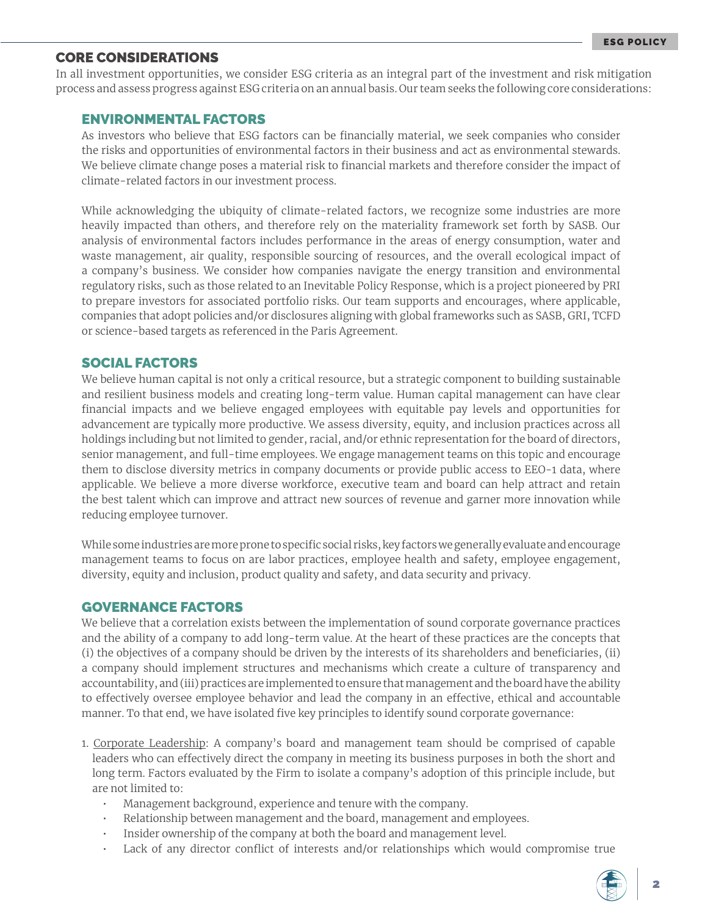## CORE CONSIDERATIONS

In all investment opportunities, we consider ESG criteria as an integral part of the investment and risk mitigation process and assess progress against ESG criteria on an annual basis. Our team seeks the following core considerations:

### ENVIRONMENTAL FACTORS

As investors who believe that ESG factors can be financially material, we seek companies who consider the risks and opportunities of environmental factors in their business and act as environmental stewards. We believe climate change poses a material risk to financial markets and therefore consider the impact of climate-related factors in our investment process.

While acknowledging the ubiquity of climate-related factors, we recognize some industries are more heavily impacted than others, and therefore rely on the materiality framework set forth by SASB. Our analysis of environmental factors includes performance in the areas of energy consumption, water and waste management, air quality, responsible sourcing of resources, and the overall ecological impact of a company's business. We consider how companies navigate the energy transition and environmental regulatory risks, such as those related to an Inevitable Policy Response, which is a project pioneered by PRI to prepare investors for associated portfolio risks. Our team supports and encourages, where applicable, companies that adopt policies and/or disclosures aligning with global frameworks such as SASB, GRI, TCFD or science-based targets as referenced in the Paris Agreement.

### SOCIAL FACTORS

We believe human capital is not only a critical resource, but a strategic component to building sustainable and resilient business models and creating long-term value. Human capital management can have clear financial impacts and we believe engaged employees with equitable pay levels and opportunities for advancement are typically more productive. We assess diversity, equity, and inclusion practices across all holdings including but not limited to gender, racial, and/or ethnic representation for the board of directors, senior management, and full-time employees. We engage management teams on this topic and encourage them to disclose diversity metrics in company documents or provide public access to EEO-1 data, where applicable. We believe a more diverse workforce, executive team and board can help attract and retain the best talent which can improve and attract new sources of revenue and garner more innovation while reducing employee turnover.

While some industries are more prone to specific social risks, key factors we generally evaluate and encourage management teams to focus on are labor practices, employee health and safety, employee engagement, diversity, equity and inclusion, product quality and safety, and data security and privacy.

### GOVERNANCE FACTORS

We believe that a correlation exists between the implementation of sound corporate governance practices and the ability of a company to add long-term value. At the heart of these practices are the concepts that (i) the objectives of a company should be driven by the interests of its shareholders and beneficiaries, (ii) a company should implement structures and mechanisms which create a culture of transparency and accountability, and (iii) practices are implemented to ensure that management and the board have the ability to effectively oversee employee behavior and lead the company in an effective, ethical and accountable manner. To that end, we have isolated five key principles to identify sound corporate governance:

1. Corporate Leadership: A company's board and management team should be comprised of capable leaders who can effectively direct the company in meeting its business purposes in both the short and long term. Factors evaluated by the Firm to isolate a company's adoption of this principle include, but are not limited to:
   - Management background, experience and tenure with the company.
   - Relationship between management and the board, management and employees.
   - Insider ownership of the company at both the board and management level.
   - Lack of any director conflict of interests and/or relationships which would compromise true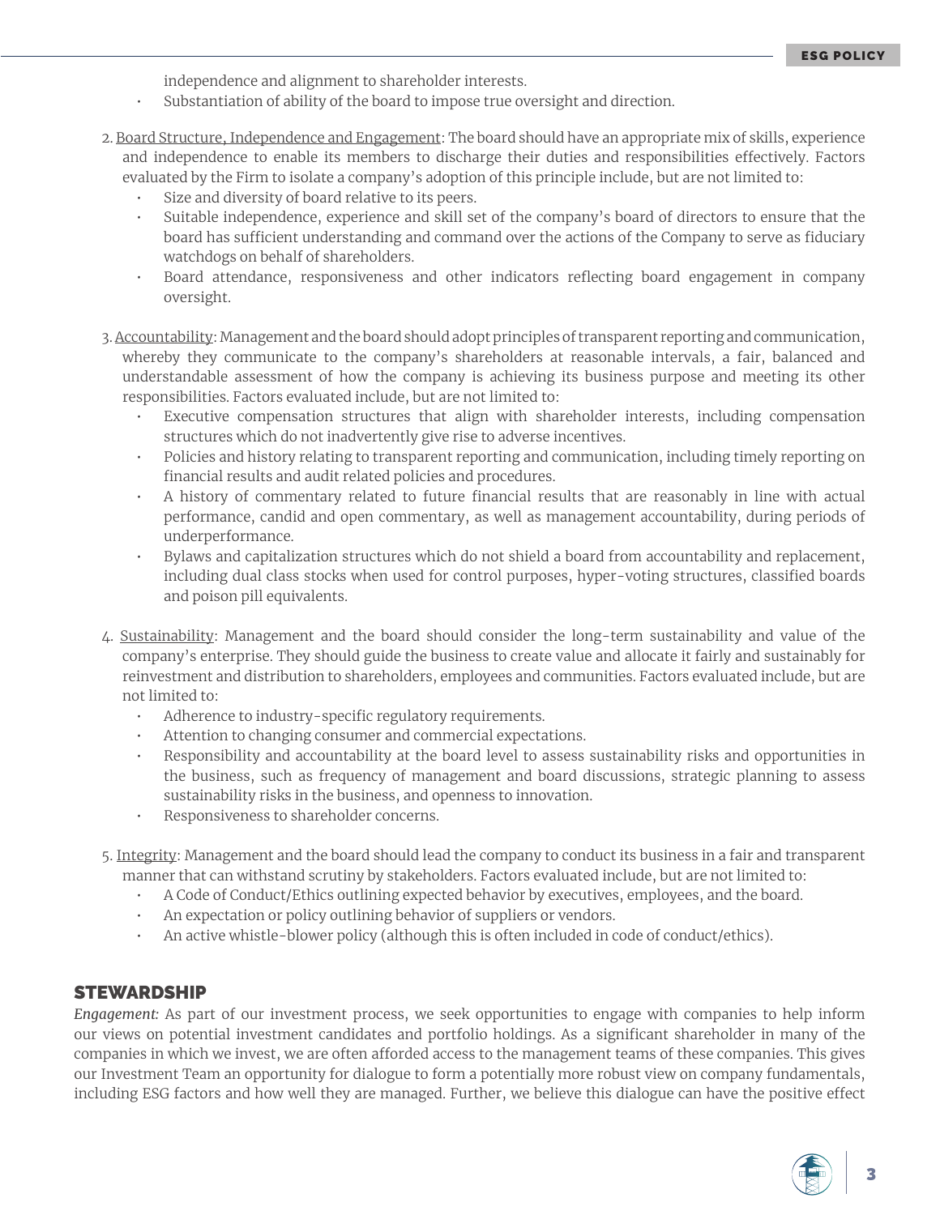independence and alignment to shareholder interests.
- Substantiation of ability of the board to impose true oversight and direction.

2. Board Structure, Independence and Engagement: The board should have an appropriate mix of skills, experience and independence to enable its members to discharge their duties and responsibilities effectively. Factors evaluated by the Firm to isolate a company's adoption of this principle include, but are not limited to:
   - Size and diversity of board relative to its peers.
   - Suitable independence, experience and skill set of the company's board of directors to ensure that the board has sufficient understanding and command over the actions of the Company to serve as fiduciary watchdogs on behalf of shareholders.
   - Board attendance, responsiveness and other indicators reflecting board engagement in company oversight.

3. Accountability: Management and the board should adopt principles of transparent reporting and communication, whereby they communicate to the company's shareholders at reasonable intervals, a fair, balanced and understandable assessment of how the company is achieving its business purpose and meeting its other responsibilities. Factors evaluated include, but are not limited to:
   - Executive compensation structures that align with shareholder interests, including compensation structures which do not inadvertently give rise to adverse incentives.
   - Policies and history relating to transparent reporting and communication, including timely reporting on financial results and audit related policies and procedures.
   - A history of commentary related to future financial results that are reasonably in line with actual performance, candid and open commentary, as well as management accountability, during periods of underperformance.
   - Bylaws and capitalization structures which do not shield a board from accountability and replacement, including dual class stocks when used for control purposes, hyper-voting structures, classified boards and poison pill equivalents.

4. Sustainability: Management and the board should consider the long-term sustainability and value of the company's enterprise. They should guide the business to create value and allocate it fairly and sustainably for reinvestment and distribution to shareholders, employees and communities. Factors evaluated include, but are not limited to:
   - Adherence to industry-specific regulatory requirements.
   - Attention to changing consumer and commercial expectations.
   - Responsibility and accountability at the board level to assess sustainability risks and opportunities in the business, such as frequency of management and board discussions, strategic planning to assess sustainability risks in the business, and openness to innovation.
   - Responsiveness to shareholder concerns.

5. Integrity: Management and the board should lead the company to conduct its business in a fair and transparent manner that can withstand scrutiny by stakeholders. Factors evaluated include, but are not limited to:
   - A Code of Conduct/Ethics outlining expected behavior by executives, employees, and the board.
   - An expectation or policy outlining behavior of suppliers or vendors.
   - An active whistle-blower policy (although this is often included in code of conduct/ethics).

## STEWARDSHIP

*Engagement:* As part of our investment process, we seek opportunities to engage with companies to help inform our views on potential investment candidates and portfolio holdings. As a significant shareholder in many of the companies in which we invest, we are often afforded access to the management teams of these companies. This gives our Investment Team an opportunity for dialogue to form a potentially more robust view on company fundamentals, including ESG factors and how well they are managed. Further, we believe this dialogue can have the positive effect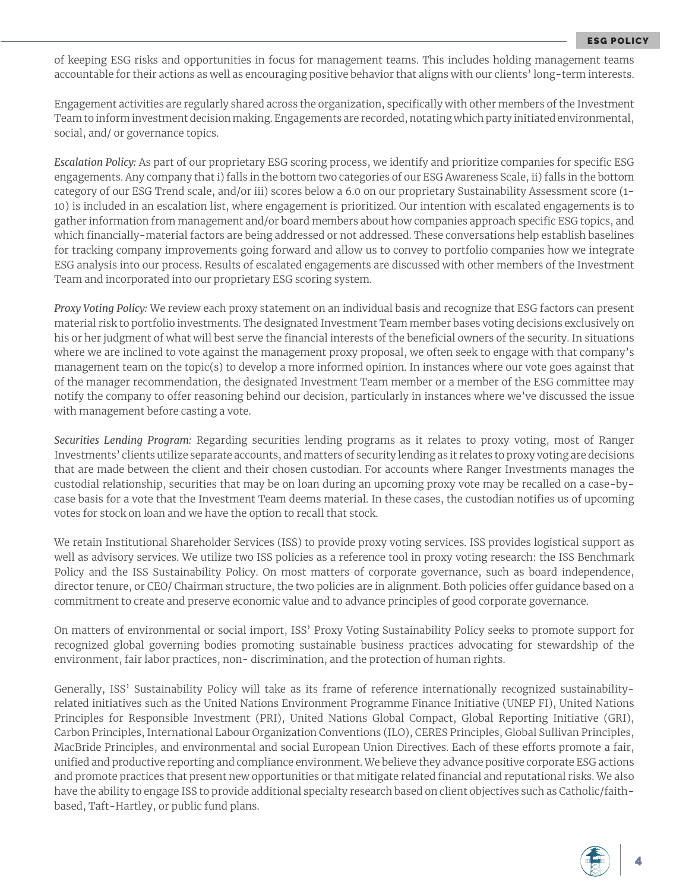of keeping ESG risks and opportunities in focus for management teams. This includes holding management teams accountable for their actions as well as encouraging positive behavior that aligns with our clients' long-term interests.

Engagement activities are regularly shared across the organization, specifically with other members of the Investment Team to inform investment decision making. Engagements are recorded, notating which party initiated environmental, social, and/ or governance topics.

*Escalation Policy:* As part of our proprietary ESG scoring process, we identify and prioritize companies for specific ESG engagements. Any company that i) falls in the bottom two categories of our ESG Awareness Scale, ii) falls in the bottom category of our ESG Trend scale, and/or iii) scores below a 6.0 on our proprietary Sustainability Assessment score (1-10) is included in an escalation list, where engagement is prioritized. Our intention with escalated engagements is to gather information from management and/or board members about how companies approach specific ESG topics, and which financially-material factors are being addressed or not addressed. These conversations help establish baselines for tracking company improvements going forward and allow us to convey to portfolio companies how we integrate ESG analysis into our process. Results of escalated engagements are discussed with other members of the Investment Team and incorporated into our proprietary ESG scoring system.

*Proxy Voting Policy:* We review each proxy statement on an individual basis and recognize that ESG factors can present material risk to portfolio investments. The designated Investment Team member bases voting decisions exclusively on his or her judgment of what will best serve the financial interests of the beneficial owners of the security. In situations where we are inclined to vote against the management proxy proposal, we often seek to engage with that company's management team on the topic(s) to develop a more informed opinion. In instances where our vote goes against that of the manager recommendation, the designated Investment Team member or a member of the ESG committee may notify the company to offer reasoning behind our decision, particularly in instances where we've discussed the issue with management before casting a vote.

*Securities Lending Program:* Regarding securities lending programs as it relates to proxy voting, most of Ranger Investments' clients utilize separate accounts, and matters of security lending as it relates to proxy voting are decisions that are made between the client and their chosen custodian. For accounts where Ranger Investments manages the custodial relationship, securities that may be on loan during an upcoming proxy vote may be recalled on a case-by-case basis for a vote that the Investment Team deems material. In these cases, the custodian notifies us of upcoming votes for stock on loan and we have the option to recall that stock.

We retain Institutional Shareholder Services (ISS) to provide proxy voting services. ISS provides logistical support as well as advisory services. We utilize two ISS policies as a reference tool in proxy voting research: the ISS Benchmark Policy and the ISS Sustainability Policy. On most matters of corporate governance, such as board independence, director tenure, or CEO/ Chairman structure, the two policies are in alignment. Both policies offer guidance based on a commitment to create and preserve economic value and to advance principles of good corporate governance.

On matters of environmental or social import, ISS' Proxy Voting Sustainability Policy seeks to promote support for recognized global governing bodies promoting sustainable business practices advocating for stewardship of the environment, fair labor practices, non- discrimination, and the protection of human rights.

Generally, ISS' Sustainability Policy will take as its frame of reference internationally recognized sustainability-related initiatives such as the United Nations Environment Programme Finance Initiative (UNEP FI), United Nations Principles for Responsible Investment (PRI), United Nations Global Compact, Global Reporting Initiative (GRI), Carbon Principles, International Labour Organization Conventions (ILO), CERES Principles, Global Sullivan Principles, MacBride Principles, and environmental and social European Union Directives. Each of these efforts promote a fair, unified and productive reporting and compliance environment. We believe they advance positive corporate ESG actions and promote practices that present new opportunities or that mitigate related financial and reputational risks. We also have the ability to engage ISS to provide additional specialty research based on client objectives such as Catholic/faith-based, Taft-Hartley, or public fund plans.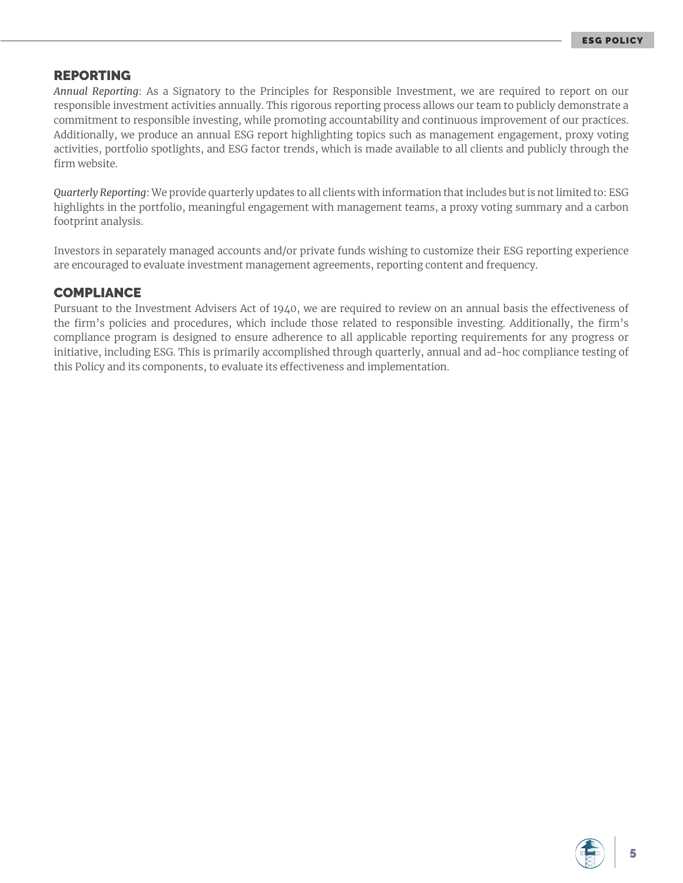## REPORTING

*Annual Reporting*: As a Signatory to the Principles for Responsible Investment, we are required to report on our responsible investment activities annually. This rigorous reporting process allows our team to publicly demonstrate a commitment to responsible investing, while promoting accountability and continuous improvement of our practices. Additionally, we produce an annual ESG report highlighting topics such as management engagement, proxy voting activities, portfolio spotlights, and ESG factor trends, which is made available to all clients and publicly through the firm website.

*Quarterly Reporting*: We provide quarterly updates to all clients with information that includes but is not limited to: ESG highlights in the portfolio, meaningful engagement with management teams, a proxy voting summary and a carbon footprint analysis.

Investors in separately managed accounts and/or private funds wishing to customize their ESG reporting experience are encouraged to evaluate investment management agreements, reporting content and frequency.

## COMPLIANCE

Pursuant to the Investment Advisers Act of 1940, we are required to review on an annual basis the effectiveness of the firm's policies and procedures, which include those related to responsible investing. Additionally, the firm's compliance program is designed to ensure adherence to all applicable reporting requirements for any progress or initiative, including ESG. This is primarily accomplished through quarterly, annual and ad-hoc compliance testing of this Policy and its components, to evaluate its effectiveness and implementation.